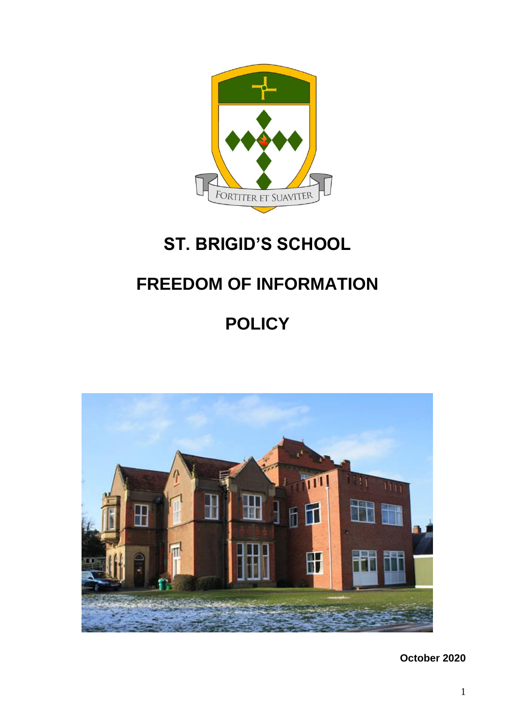# ST. BRIGID'S SCHOOL

# FREEDOM OF INFORMATION

# POLICY

**October 2020**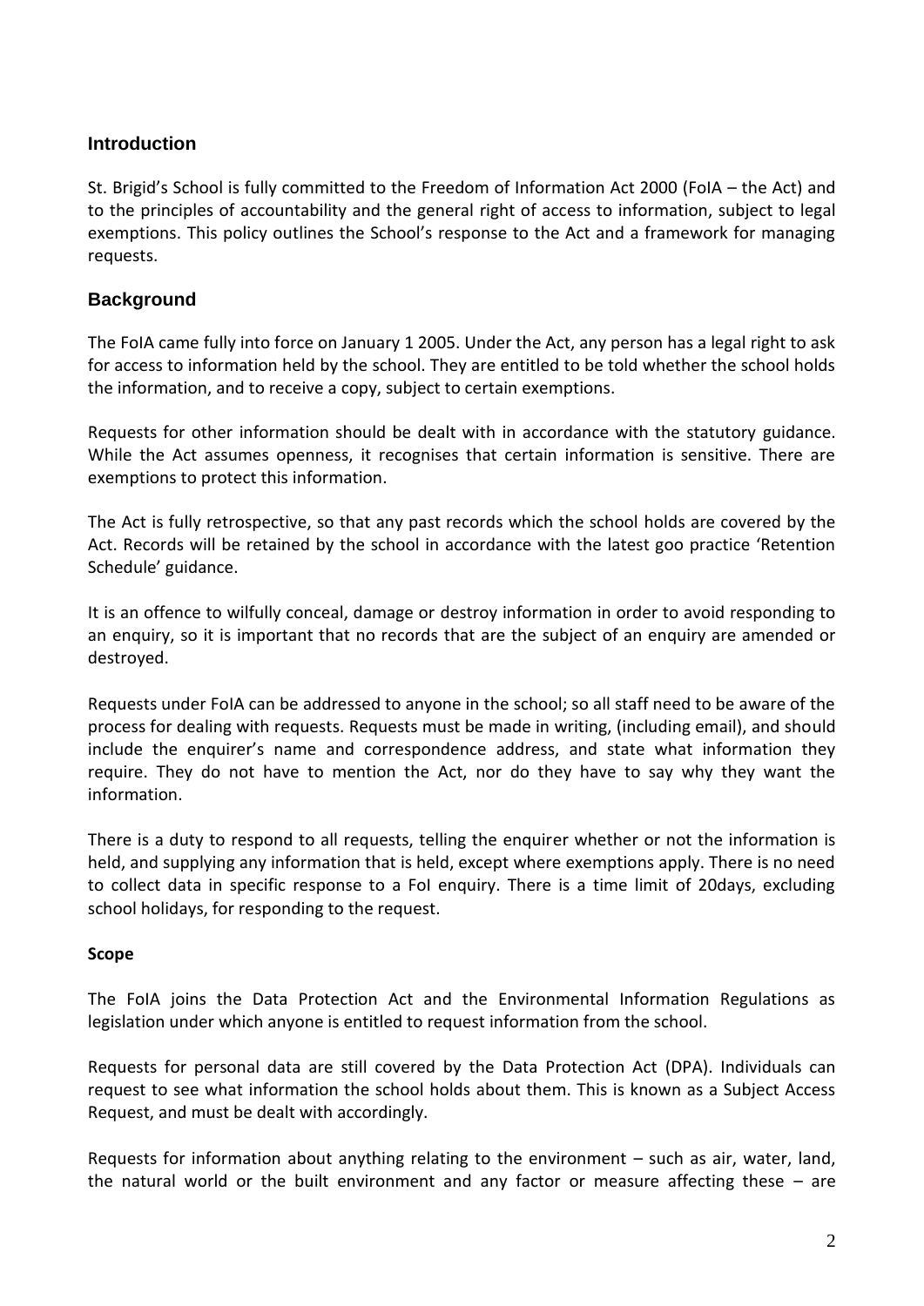## Introduction

St. Brigid's School is fully committed to the Freedom of Information Act 2000 (FoIA – the Act) and to the principles of accountability and the general right of access to information, subject to legal exemptions. This policy outlines the School's response to the Act and a framework for managing requests.

## Background

The FoIA came fully into force on January 1 2005. Under the Act, any person has a legal right to ask for access to information held by the school. They are entitled to be told whether the school holds the information, and to receive a copy, subject to certain exemptions.

Requests for other information should be dealt with in accordance with the statutory guidance. While the Act assumes openness, it recognises that certain information is sensitive. There are exemptions to protect this information.

The Act is fully retrospective, so that any past records which the school holds are covered by the Act. Records will be retained by the school in accordance with the latest goo practice 'Retention Schedule' guidance.

It is an offence to wilfully conceal, damage or destroy information in order to avoid responding to an enquiry, so it is important that no records that are the subject of an enquiry are amended or destroyed.

Requests under FoIA can be addressed to anyone in the school; so all staff need to be aware of the process for dealing with requests. Requests must be made in writing, (including email), and should include the enquirer's name and correspondence address, and state what information they require. They do not have to mention the Act, nor do they have to say why they want the information.

There is a duty to respond to all requests, telling the enquirer whether or not the information is held, and supplying any information that is held, except where exemptions apply. There is no need to collect data in specific response to a FoI enquiry. There is a time limit of 20days, excluding school holidays, for responding to the request.

**Scope**

The FoIA joins the Data Protection Act and the Environmental Information Regulations as legislation under which anyone is entitled to request information from the school.

Requests for personal data are still covered by the Data Protection Act (DPA). Individuals can request to see what information the school holds about them. This is known as a Subject Access Request, and must be dealt with accordingly.

Requests for information about anything relating to the environment – such as air, water, land, the natural world or the built environment and any factor or measure affecting these – are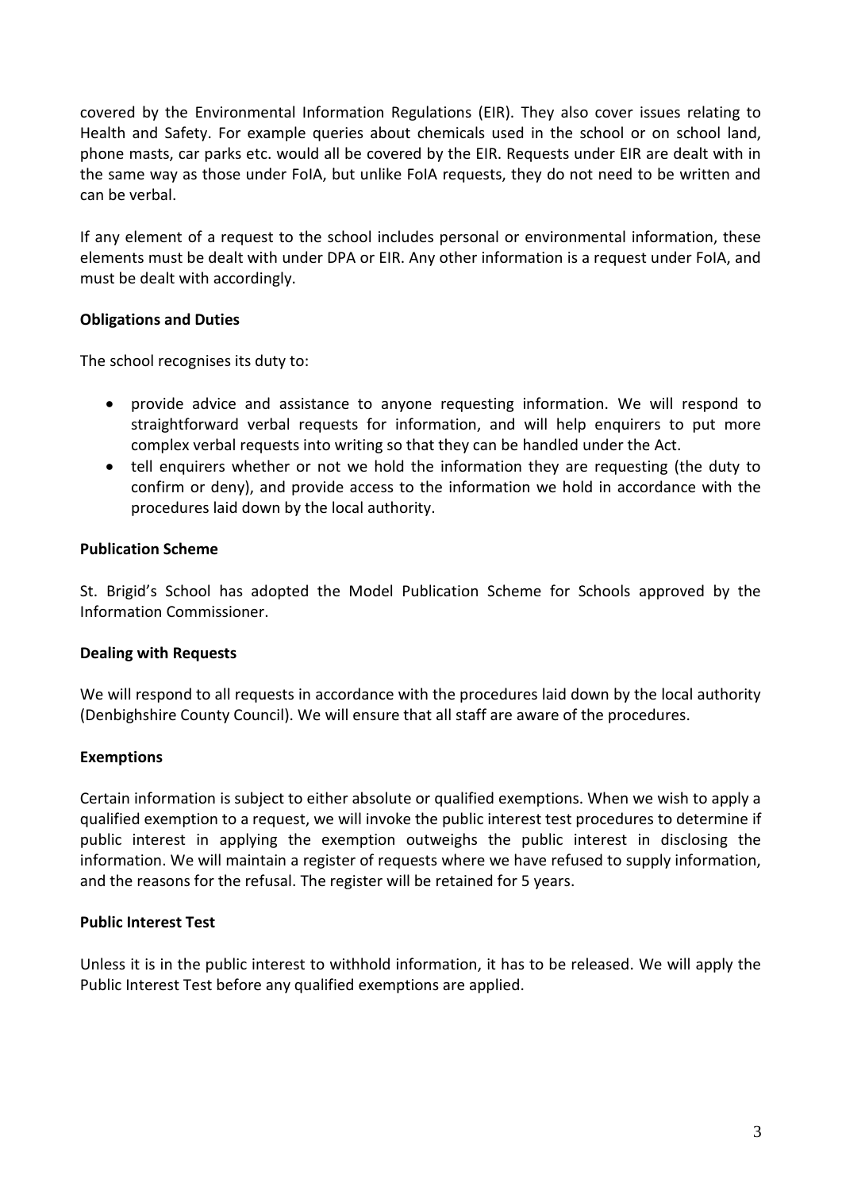covered by the Environmental Information Regulations (EIR). They also cover issues relating to Health and Safety. For example queries about chemicals used in the school or on school land, phone masts, car parks etc. would all be covered by the EIR. Requests under EIR are dealt with in the same way as those under FoIA, but unlike FoIA requests, they do not need to be written and can be verbal.

If any element of a request to the school includes personal or environmental information, these elements must be dealt with under DPA or EIR. Any other information is a request under FoIA, and must be dealt with accordingly.

**Obligations and Duties**

The school recognises its duty to:

- provide advice and assistance to anyone requesting information. We will respond to straightforward verbal requests for information, and will help enquirers to put more complex verbal requests into writing so that they can be handled under the Act.
- tell enquirers whether or not we hold the information they are requesting (the duty to confirm or deny), and provide access to the information we hold in accordance with the procedures laid down by the local authority.

**Publication Scheme**

St. Brigid's School has adopted the Model Publication Scheme for Schools approved by the Information Commissioner.

**Dealing with Requests**

We will respond to all requests in accordance with the procedures laid down by the local authority (Denbighshire County Council). We will ensure that all staff are aware of the procedures.

**Exemptions**

Certain information is subject to either absolute or qualified exemptions. When we wish to apply a qualified exemption to a request, we will invoke the public interest test procedures to determine if public interest in applying the exemption outweighs the public interest in disclosing the information. We will maintain a register of requests where we have refused to supply information, and the reasons for the refusal. The register will be retained for 5 years.

**Public Interest Test**

Unless it is in the public interest to withhold information, it has to be released. We will apply the Public Interest Test before any qualified exemptions are applied.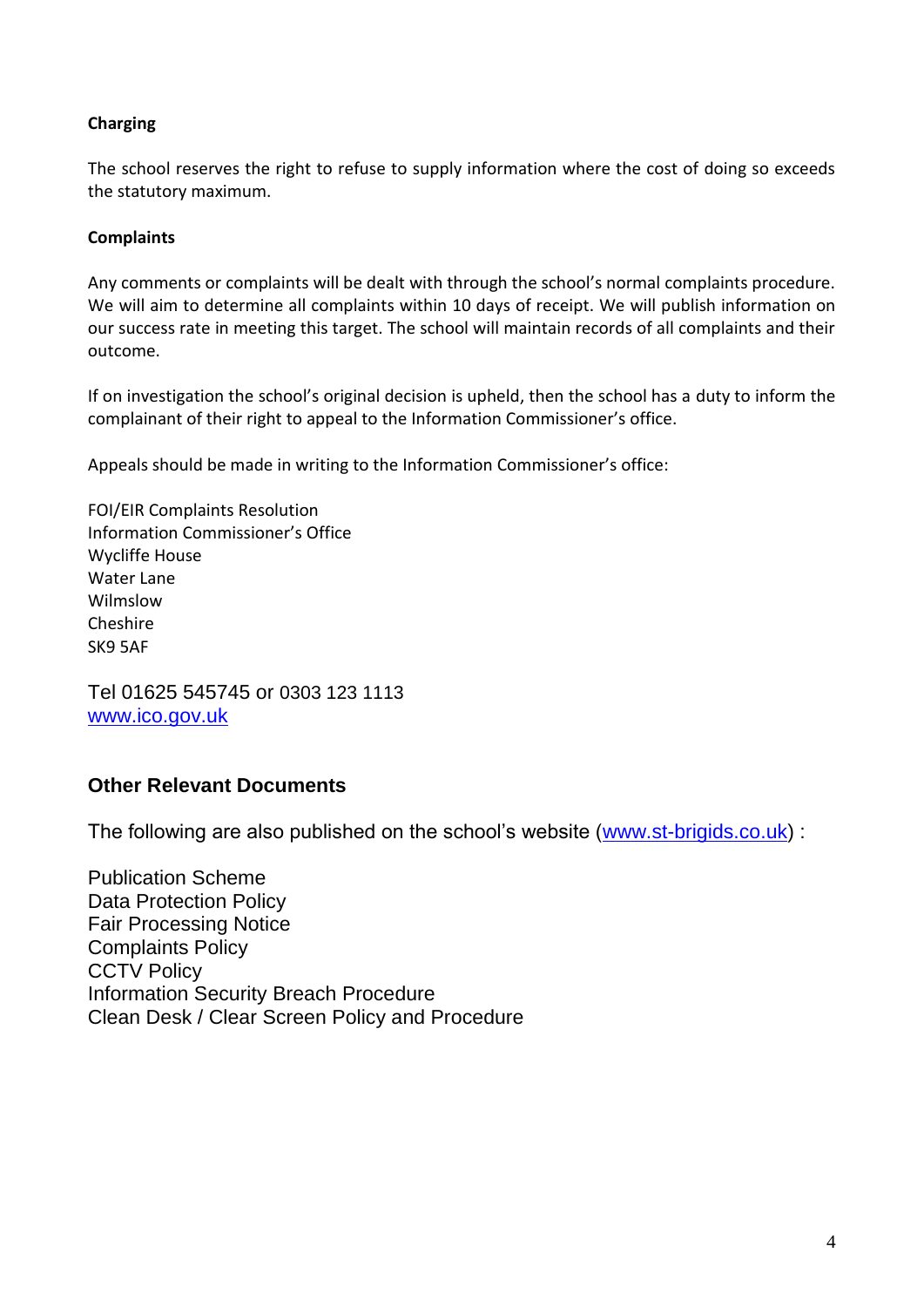**Charging**

The school reserves the right to refuse to supply information where the cost of doing so exceeds the statutory maximum.

**Complaints**

Any comments or complaints will be dealt with through the school's normal complaints procedure. We will aim to determine all complaints within 10 days of receipt. We will publish information on our success rate in meeting this target. The school will maintain records of all complaints and their outcome.

If on investigation the school's original decision is upheld, then the school has a duty to inform the complainant of their right to appeal to the Information Commissioner's office.

Appeals should be made in writing to the Information Commissioner's office:

FOI/EIR Complaints Resolution
Information Commissioner's Office
Wycliffe House
Water Lane
Wilmslow
Cheshire
SK9 5AF

Tel 01625 545745 or 0303 123 1113
[www.ico.gov.uk](http://www.ico.gov.uk)

## Other Relevant Documents

The following are also published on the school's website ([www.st-brigids.co.uk](http://www.st-brigids.co.uk)) :

Publication Scheme
Data Protection Policy
Fair Processing Notice
Complaints Policy
CCTV Policy
Information Security Breach Procedure
Clean Desk / Clear Screen Policy and Procedure